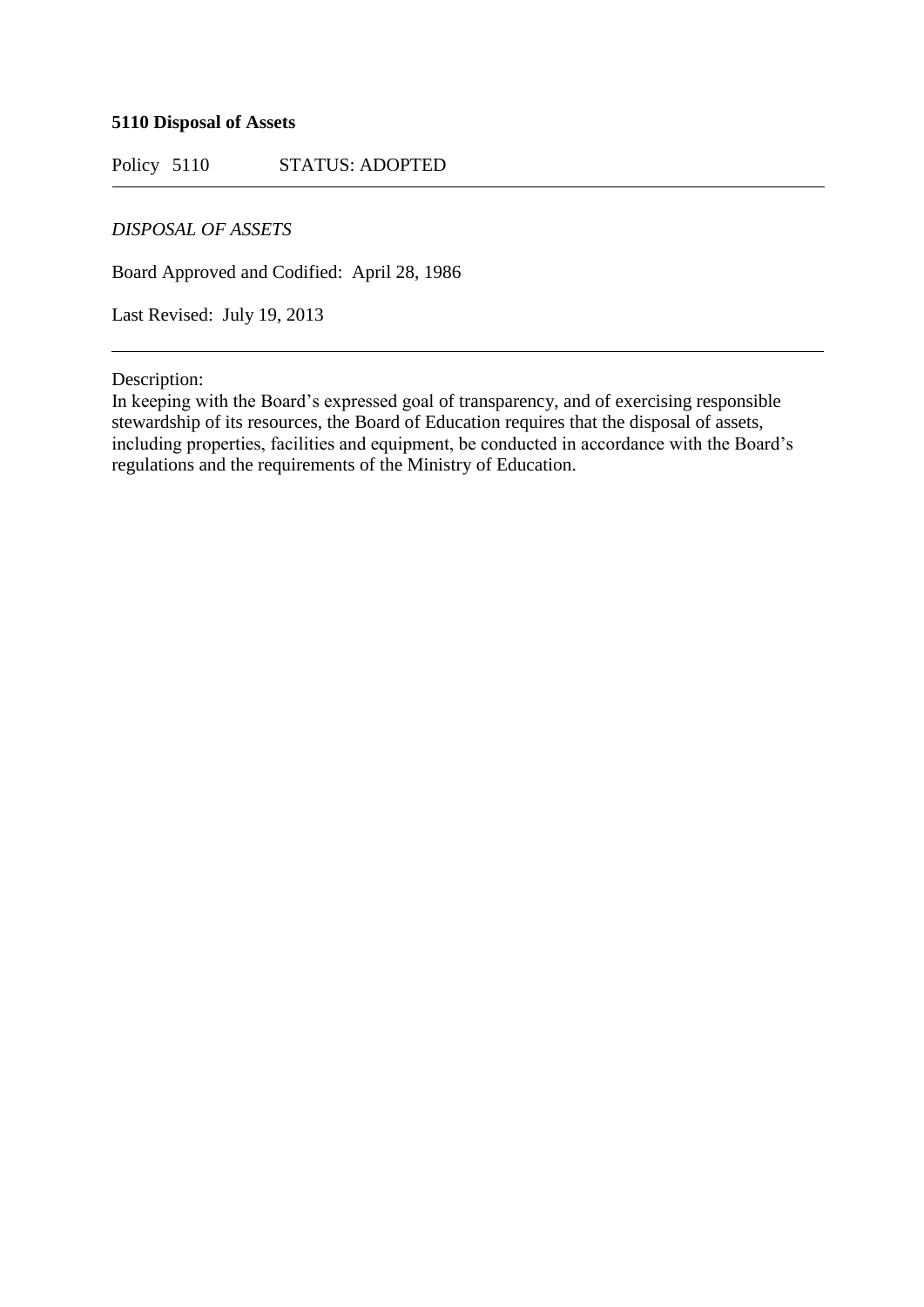**5110 Disposal of Assets**

Policy 5110 STATUS: ADOPTED

---

*DISPOSAL OF ASSETS*

Board Approved and Codified: April 28, 1986

Last Revised: July 19, 2013

---

Description:
In keeping with the Board's expressed goal of transparency, and of exercising responsible stewardship of its resources, the Board of Education requires that the disposal of assets, including properties, facilities and equipment, be conducted in accordance with the Board's regulations and the requirements of the Ministry of Education.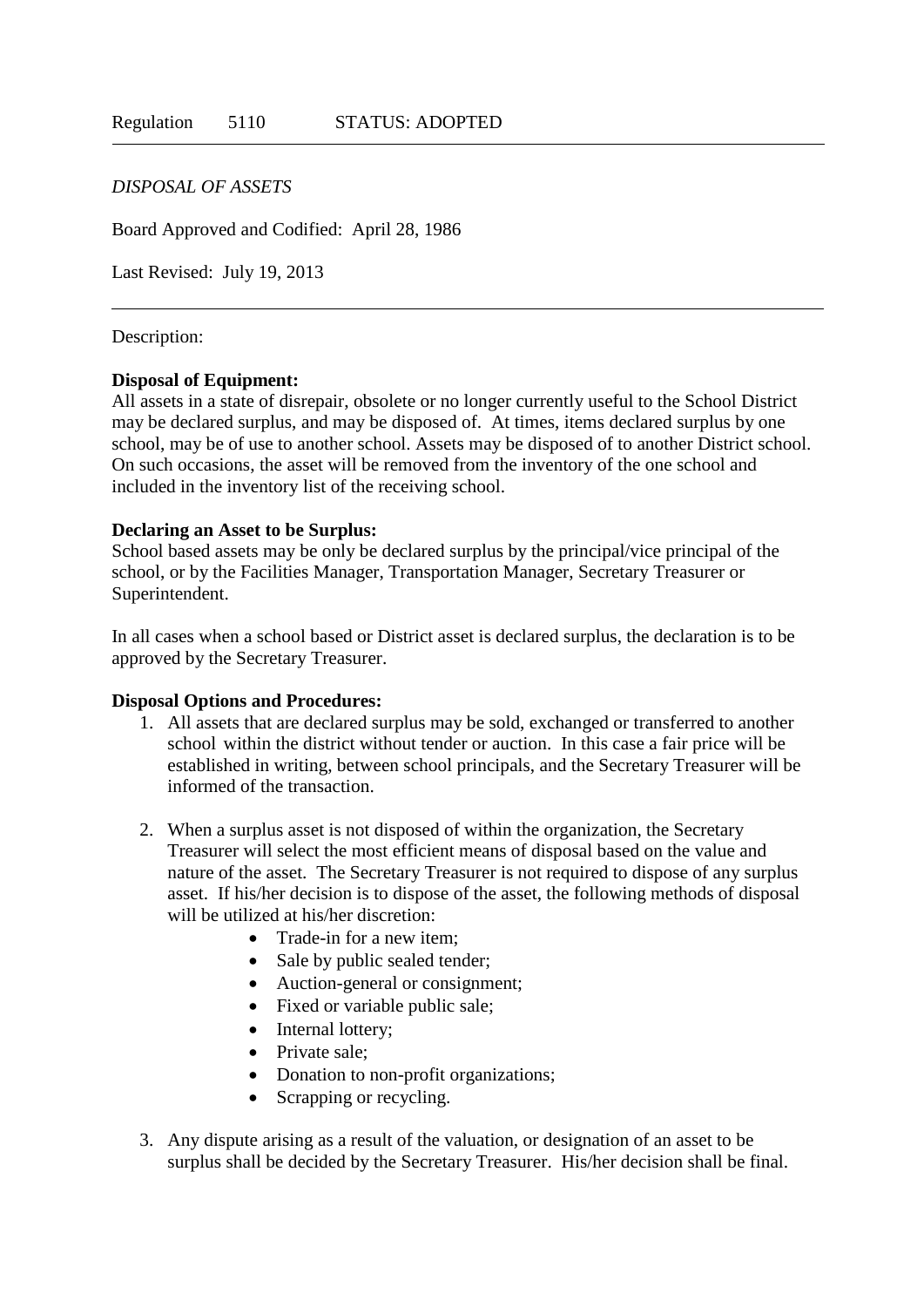Regulation 5110 STATUS: ADOPTED

---

*DISPOSAL OF ASSETS*

Board Approved and Codified: April 28, 1986

Last Revised: July 19, 2013

---

Description:

**Disposal of Equipment:**
All assets in a state of disrepair, obsolete or no longer currently useful to the School District may be declared surplus, and may be disposed of. At times, items declared surplus by one school, may be of use to another school. Assets may be disposed of to another District school. On such occasions, the asset will be removed from the inventory of the one school and included in the inventory list of the receiving school.

**Declaring an Asset to be Surplus:**
School based assets may be only be declared surplus by the principal/vice principal of the school, or by the Facilities Manager, Transportation Manager, Secretary Treasurer or Superintendent.

In all cases when a school based or District asset is declared surplus, the declaration is to be approved by the Secretary Treasurer.

**Disposal Options and Procedures:**

1. All assets that are declared surplus may be sold, exchanged or transferred to another school within the district without tender or auction. In this case a fair price will be established in writing, between school principals, and the Secretary Treasurer will be informed of the transaction.

2. When a surplus asset is not disposed of within the organization, the Secretary Treasurer will select the most efficient means of disposal based on the value and nature of the asset. The Secretary Treasurer is not required to dispose of any surplus asset. If his/her decision is to dispose of the asset, the following methods of disposal will be utilized at his/her discretion:
   - Trade-in for a new item;
   - Sale by public sealed tender;
   - Auction-general or consignment;
   - Fixed or variable public sale;
   - Internal lottery;
   - Private sale;
   - Donation to non-profit organizations;
   - Scrapping or recycling.

3. Any dispute arising as a result of the valuation, or designation of an asset to be surplus shall be decided by the Secretary Treasurer. His/her decision shall be final.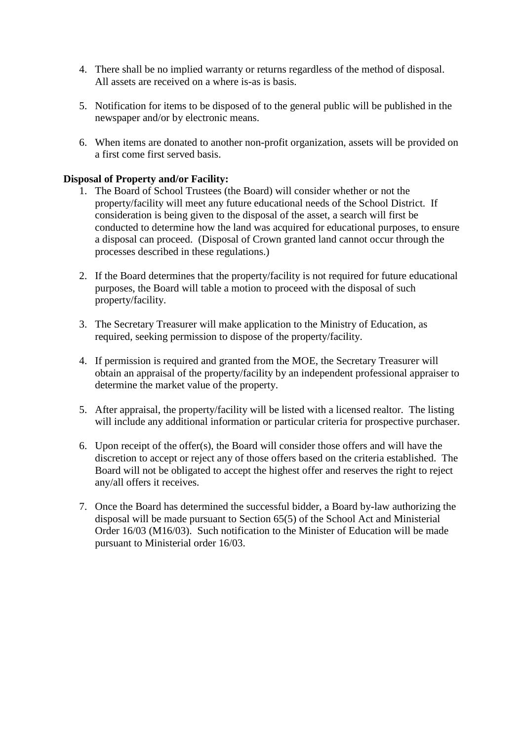4. There shall be no implied warranty or returns regardless of the method of disposal. All assets are received on a where is-as is basis.

5. Notification for items to be disposed of to the general public will be published in the newspaper and/or by electronic means.

6. When items are donated to another non-profit organization, assets will be provided on a first come first served basis.

**Disposal of Property and/or Facility:**

1. The Board of School Trustees (the Board) will consider whether or not the property/facility will meet any future educational needs of the School District. If consideration is being given to the disposal of the asset, a search will first be conducted to determine how the land was acquired for educational purposes, to ensure a disposal can proceed. (Disposal of Crown granted land cannot occur through the processes described in these regulations.)

2. If the Board determines that the property/facility is not required for future educational purposes, the Board will table a motion to proceed with the disposal of such property/facility.

3. The Secretary Treasurer will make application to the Ministry of Education, as required, seeking permission to dispose of the property/facility.

4. If permission is required and granted from the MOE, the Secretary Treasurer will obtain an appraisal of the property/facility by an independent professional appraiser to determine the market value of the property.

5. After appraisal, the property/facility will be listed with a licensed realtor. The listing will include any additional information or particular criteria for prospective purchaser.

6. Upon receipt of the offer(s), the Board will consider those offers and will have the discretion to accept or reject any of those offers based on the criteria established. The Board will not be obligated to accept the highest offer and reserves the right to reject any/all offers it receives.

7. Once the Board has determined the successful bidder, a Board by-law authorizing the disposal will be made pursuant to Section 65(5) of the School Act and Ministerial Order 16/03 (M16/03). Such notification to the Minister of Education will be made pursuant to Ministerial order 16/03.